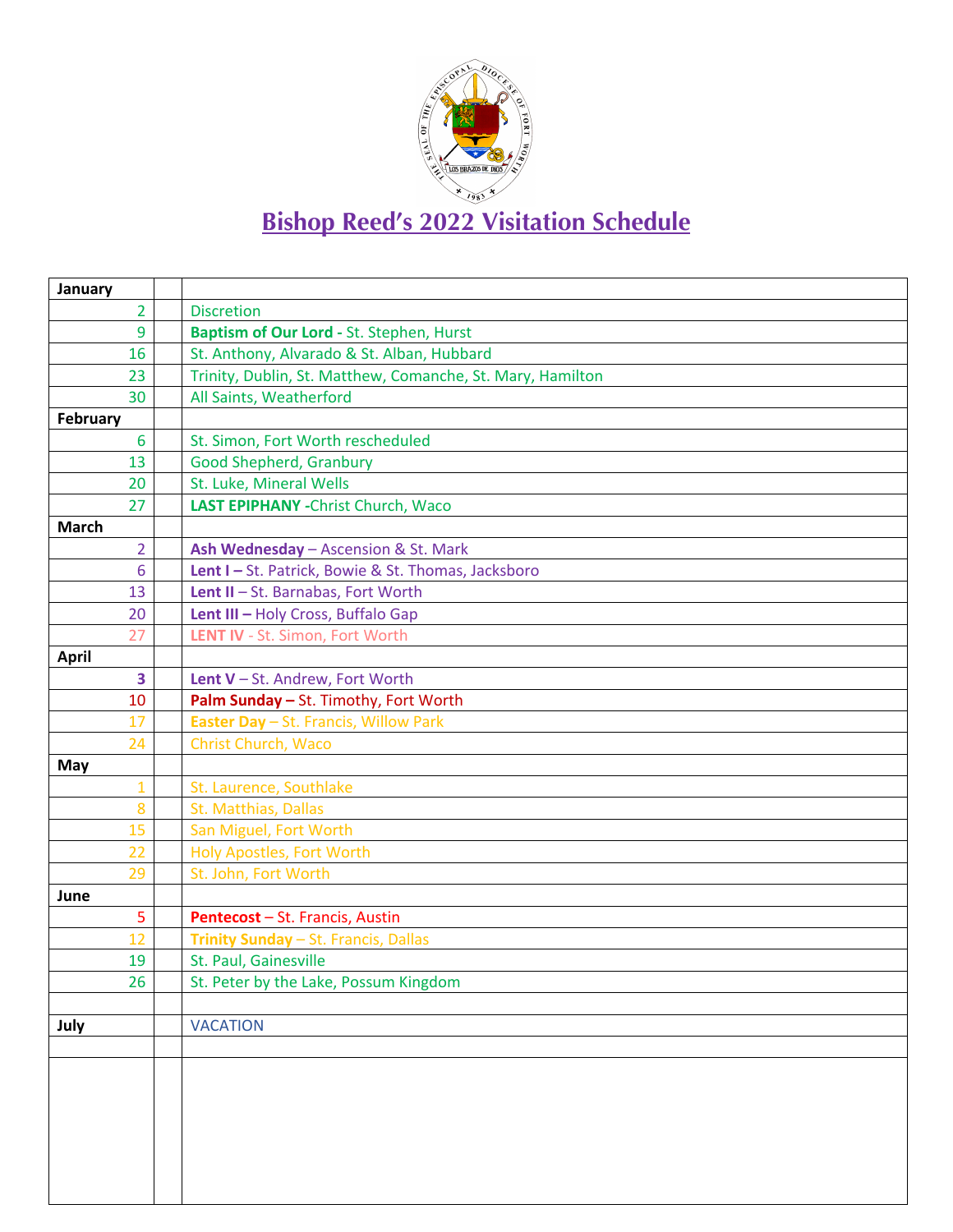# Bishop Reed's 2022 Visitation Schedule

| | | |
|---|---|---|
| **January** | | |
| 2 | | Discretion |
| 9 | | **Baptism of Our Lord -** St. Stephen, Hurst |
| 16 | | St. Anthony, Alvarado & St. Alban, Hubbard |
| 23 | | Trinity, Dublin, St. Matthew, Comanche, St. Mary, Hamilton |
| 30 | | All Saints, Weatherford |
| **February** | | |
| 6 | | St. Simon, Fort Worth rescheduled |
| 13 | | Good Shepherd, Granbury |
| 20 | | St. Luke, Mineral Wells |
| 27 | | **LAST EPIPHANY -**Christ Church, Waco |
| **March** | | |
| 2 | | **Ash Wednesday** – Ascension & St. Mark |
| 6 | | **Lent I –** St. Patrick, Bowie & St. Thomas, Jacksboro |
| 13 | | **Lent II** – St. Barnabas, Fort Worth |
| 20 | | **Lent III –** Holy Cross, Buffalo Gap |
| 27 | | **LENT IV** - St. Simon, Fort Worth |
| **April** | | |
| **3** | | **Lent V** – St. Andrew, Fort Worth |
| 10 | | **Palm Sunday –** St. Timothy, Fort Worth |
| 17 | | **Easter Day** – St. Francis, Willow Park |
| 24 | | Christ Church, Waco |
| **May** | | |
| 1 | | St. Laurence, Southlake |
| 8 | | St. Matthias, Dallas |
| 15 | | San Miguel, Fort Worth |
| 22 | | Holy Apostles, Fort Worth |
| 29 | | St. John, Fort Worth |
| **June** | | |
| 5 | | **Pentecost** – St. Francis, Austin |
| 12 | | **Trinity Sunday** – St. Francis, Dallas |
| 19 | | St. Paul, Gainesville |
| 26 | | St. Peter by the Lake, Possum Kingdom |
| | | |
| **July** | | VACATION |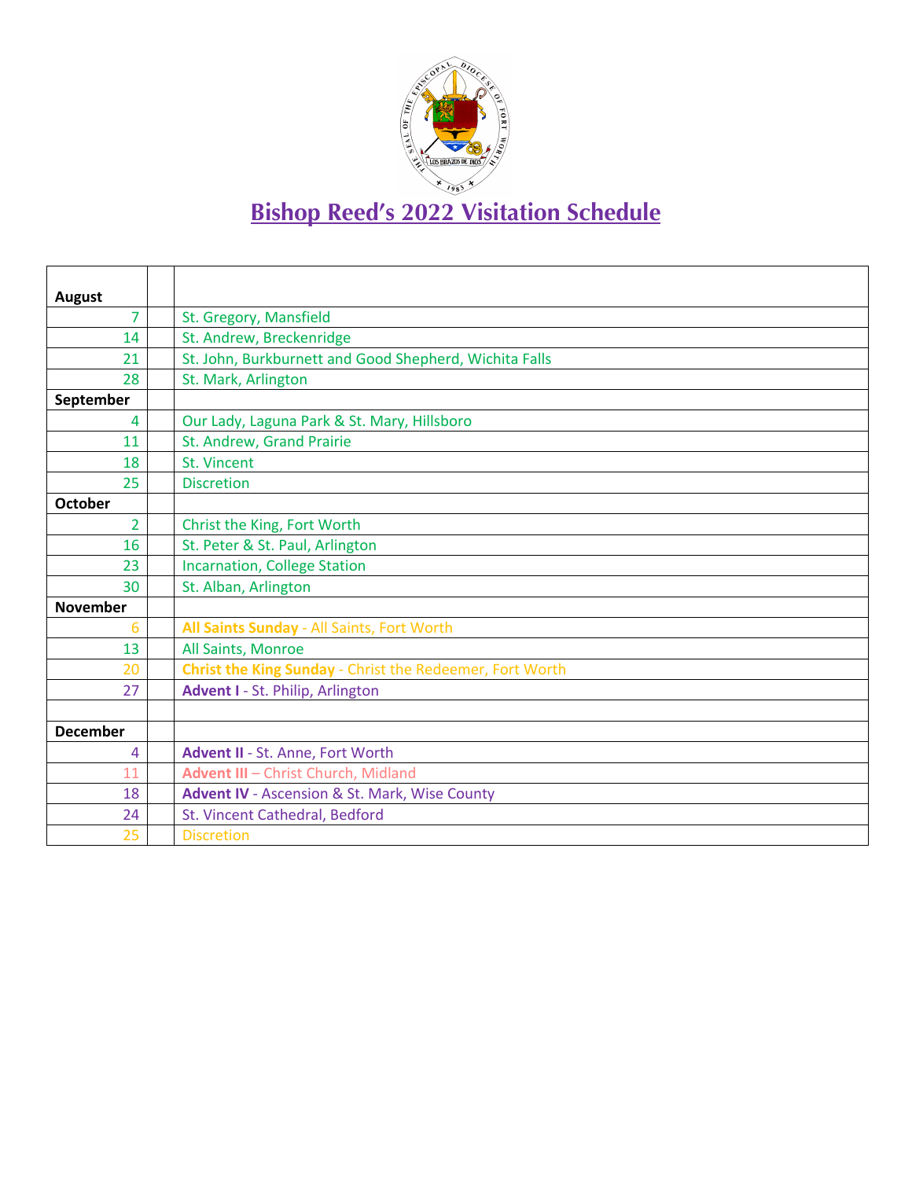# Bishop Reed's 2022 Visitation Schedule

| | | |
|---|---|---|
| **August** | | |
| 7 | | St. Gregory, Mansfield |
| 14 | | St. Andrew, Breckenridge |
| 21 | | St. John, Burkburnett and Good Shepherd, Wichita Falls |
| 28 | | St. Mark, Arlington |
| **September** | | |
| 4 | | Our Lady, Laguna Park & St. Mary, Hillsboro |
| 11 | | St. Andrew, Grand Prairie |
| 18 | | St. Vincent |
| 25 | | Discretion |
| **October** | | |
| 2 | | Christ the King, Fort Worth |
| 16 | | St. Peter & St. Paul, Arlington |
| 23 | | Incarnation, College Station |
| 30 | | St. Alban, Arlington |
| **November** | | |
| 6 | | **All Saints Sunday** - All Saints, Fort Worth |
| 13 | | All Saints, Monroe |
| 20 | | **Christ the King Sunday** - Christ the Redeemer, Fort Worth |
| 27 | | **Advent I** - St. Philip, Arlington |
| | | |
| **December** | | |
| 4 | | **Advent II** - St. Anne, Fort Worth |
| 11 | | **Advent III** – Christ Church, Midland |
| 18 | | **Advent IV** - Ascension & St. Mark, Wise County |
| 24 | | St. Vincent Cathedral, Bedford |
| 25 | | Discretion |